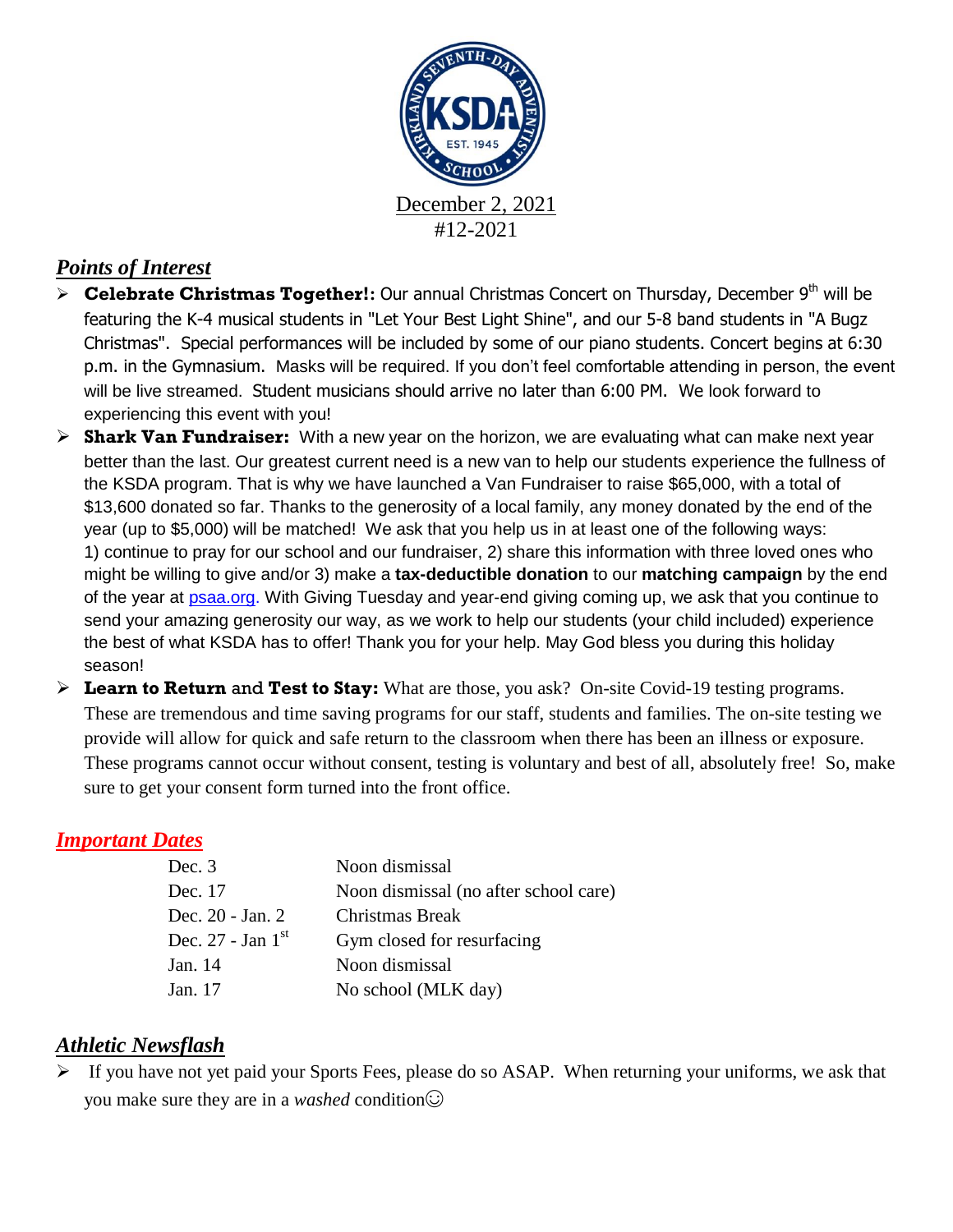December 2, 2021

#12-2021

## ***Points of Interest***

- **Celebrate Christmas Together!:** Our annual Christmas Concert on Thursday, December 9th will be featuring the K-4 musical students in "Let Your Best Light Shine", and our 5-8 band students in "A Bugz Christmas". Special performances will be included by some of our piano students. Concert begins at 6:30 p.m. in the Gymnasium. Masks will be required. If you don't feel comfortable attending in person, the event will be live streamed. Student musicians should arrive no later than 6:00 PM. We look forward to experiencing this event with you!
- **Shark Van Fundraiser:** With a new year on the horizon, we are evaluating what can make next year better than the last. Our greatest current need is a new van to help our students experience the fullness of the KSDA program. That is why we have launched a Van Fundraiser to raise $65,000, with a total of $13,600 donated so far. Thanks to the generosity of a local family, any money donated by the end of the year (up to $5,000) will be matched! We ask that you help us in at least one of the following ways: 1) continue to pray for our school and our fundraiser, 2) share this information with three loved ones who might be willing to give and/or 3) make a **tax-deductible donation** to our **matching campaign** by the end of the year at psaa.org. With Giving Tuesday and year-end giving coming up, we ask that you continue to send your amazing generosity our way, as we work to help our students (your child included) experience the best of what KSDA has to offer! Thank you for your help. May God bless you during this holiday season!
- **Learn to Return** and **Test to Stay:** What are those, you ask? On-site Covid-19 testing programs. These are tremendous and time saving programs for our staff, students and families. The on-site testing we provide will allow for quick and safe return to the classroom when there has been an illness or exposure. These programs cannot occur without consent, testing is voluntary and best of all, absolutely free! So, make sure to get your consent form turned into the front office.

## ***Important Dates***

| | |
|---|---|
| Dec. 3 | Noon dismissal |
| Dec. 17 | Noon dismissal (no after school care) |
| Dec. 20 - Jan. 2 | Christmas Break |
| Dec. 27 - Jan 1st | Gym closed for resurfacing |
| Jan. 14 | Noon dismissal |
| Jan. 17 | No school (MLK day) |

## ***Athletic Newsflash***

- If you have not yet paid your Sports Fees, please do so ASAP. When returning your uniforms, we ask that you make sure they are in a *washed* condition☺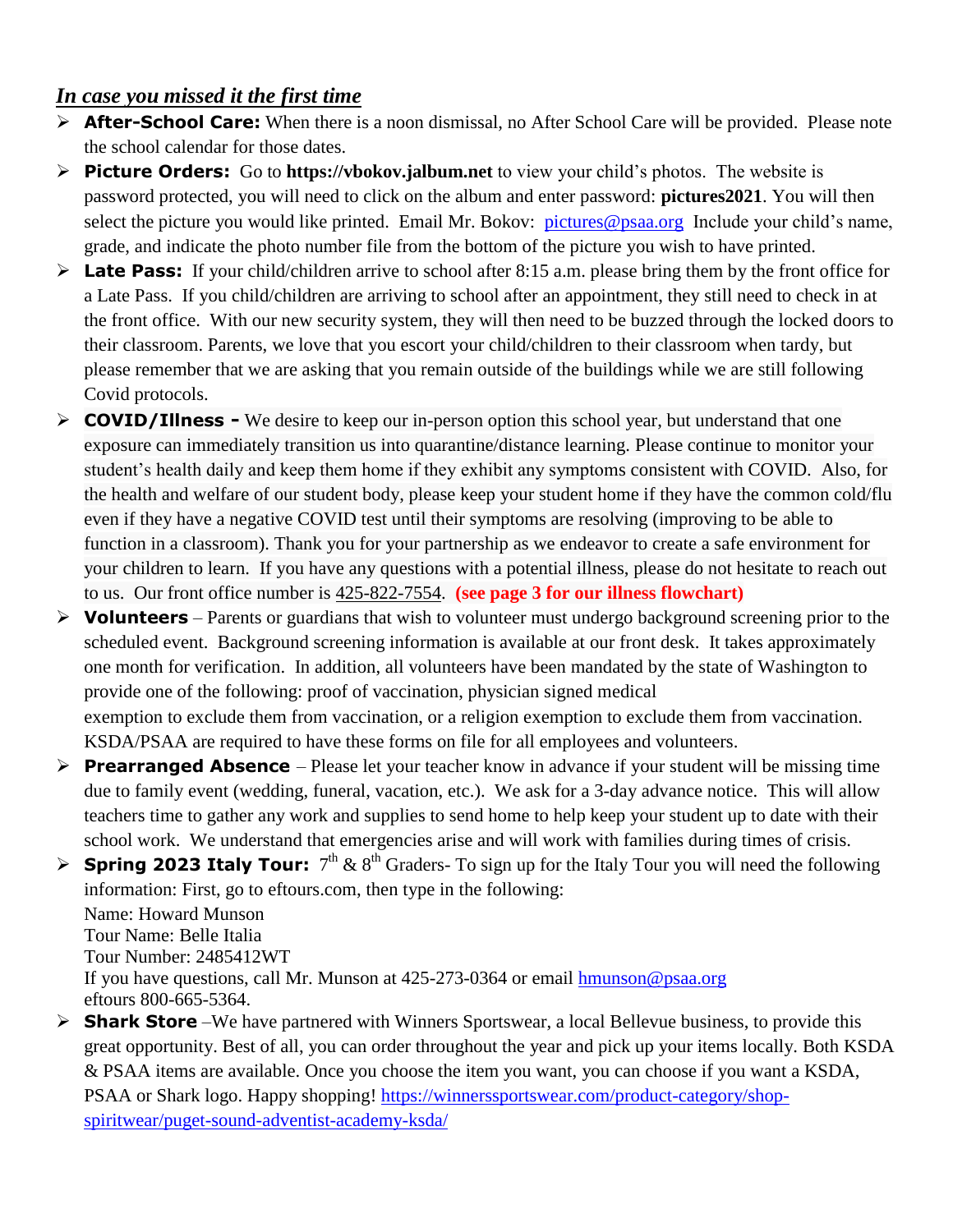## ***In case you missed it the first time***

- **After-School Care:** When there is a noon dismissal, no After School Care will be provided. Please note the school calendar for those dates.
- **Picture Orders:** Go to **https://vbokov.jalbum.net** to view your child's photos. The website is password protected, you will need to click on the album and enter password: **pictures2021**. You will then select the picture you would like printed. Email Mr. Bokov: pictures@psaa.org Include your child's name, grade, and indicate the photo number file from the bottom of the picture you wish to have printed.
- **Late Pass:** If your child/children arrive to school after 8:15 a.m. please bring them by the front office for a Late Pass. If you child/children are arriving to school after an appointment, they still need to check in at the front office. With our new security system, they will then need to be buzzed through the locked doors to their classroom. Parents, we love that you escort your child/children to their classroom when tardy, but please remember that we are asking that you remain outside of the buildings while we are still following Covid protocols.
- **COVID/Illness -** We desire to keep our in-person option this school year, but understand that one exposure can immediately transition us into quarantine/distance learning. Please continue to monitor your student's health daily and keep them home if they exhibit any symptoms consistent with COVID. Also, for the health and welfare of our student body, please keep your student home if they have the common cold/flu even if they have a negative COVID test until their symptoms are resolving (improving to be able to function in a classroom). Thank you for your partnership as we endeavor to create a safe environment for your children to learn. If you have any questions with a potential illness, please do not hesitate to reach out to us. Our front office number is 425-822-7554. **(see page 3 for our illness flowchart)**
- **Volunteers** – Parents or guardians that wish to volunteer must undergo background screening prior to the scheduled event. Background screening information is available at our front desk. It takes approximately one month for verification. In addition, all volunteers have been mandated by the state of Washington to provide one of the following: proof of vaccination, physician signed medical exemption to exclude them from vaccination, or a religion exemption to exclude them from vaccination. KSDA/PSAA are required to have these forms on file for all employees and volunteers.
- **Prearranged Absence** – Please let your teacher know in advance if your student will be missing time due to family event (wedding, funeral, vacation, etc.). We ask for a 3-day advance notice. This will allow teachers time to gather any work and supplies to send home to help keep your student up to date with their school work. We understand that emergencies arise and will work with families during times of crisis.
- **Spring 2023 Italy Tour:** 7th & 8th Graders- To sign up for the Italy Tour you will need the following information: First, go to eftours.com, then type in the following:
  Name: Howard Munson
  Tour Name: Belle Italia
  Tour Number: 2485412WT
  If you have questions, call Mr. Munson at 425-273-0364 or email hmunson@psaa.org
  eftours 800-665-5364.
- **Shark Store** –We have partnered with Winners Sportswear, a local Bellevue business, to provide this great opportunity. Best of all, you can order throughout the year and pick up your items locally. Both KSDA & PSAA items are available. Once you choose the item you want, you can choose if you want a KSDA, PSAA or Shark logo. Happy shopping! https://winnerssportswear.com/product-category/shop-spiritwear/puget-sound-adventist-academy-ksda/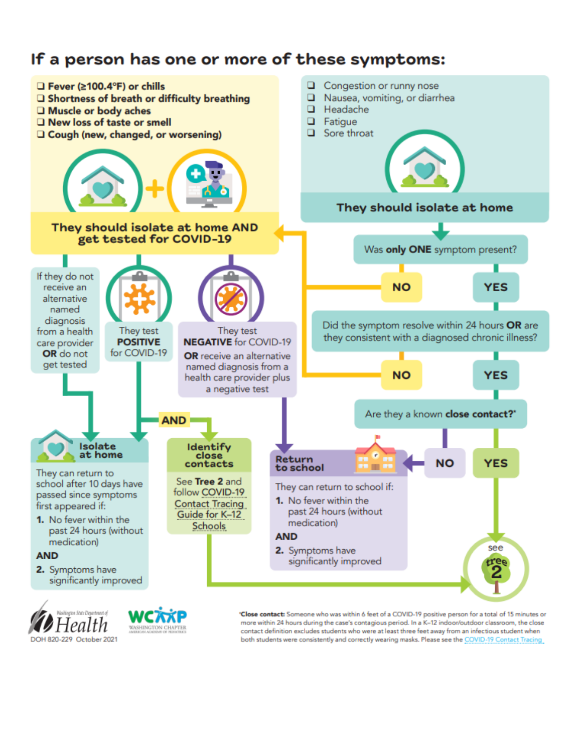# If a person has one or more of these symptoms:

- Fever (≥100.4°F) or chills
- Shortness of breath or difficulty breathing
- Muscle or body aches
- New loss of taste or smell
- Cough (new, changed, or worsening)

**They should isolate at home AND get tested for COVID-19**

- Congestion or runny nose
- Nausea, vomiting, or diarrhea
- Headache
- Fatigue
- Sore throat

**They should isolate at home**

Was **only ONE** symptom present?

NO

YES

Did the symptom resolve within 24 hours **OR** are they consistent with a diagnosed chronic illness?

NO

YES

Are they a known **close contact?***

NO

YES

If they do not receive an alternative named diagnosis from a health care provider **OR** do not get tested

They test **POSITIVE** for COVID-19

They test **NEGATIVE** for COVID-19 **OR** receive an alternative named diagnosis from a health care provider plus a negative test

AND

**Isolate at home**

They can return to school after 10 days have passed since symptoms first appeared if:

1. No fever within the past 24 hours (without medication)

**AND**

2. Symptoms have significantly improved

**Identify close contacts**

See **Tree 2** and follow COVID-19 Contact Tracing Guide for K–12 Schools

**Return to school**

They can return to school if:

1. No fever within the past 24 hours (without medication)

**AND**

2. Symptoms have significantly improved

see tree 2

DOH 820-229 October 2021

***Close contact:** Someone who was within 6 feet of a COVID-19 positive person for a total of 15 minutes or more within 24 hours during the case's contagious period. In a K–12 indoor/outdoor classroom, the close contact definition excludes students who were at least three feet away from an infectious student when both students were consistently and correctly wearing masks. Please see the COVID-19 Contact Tracing